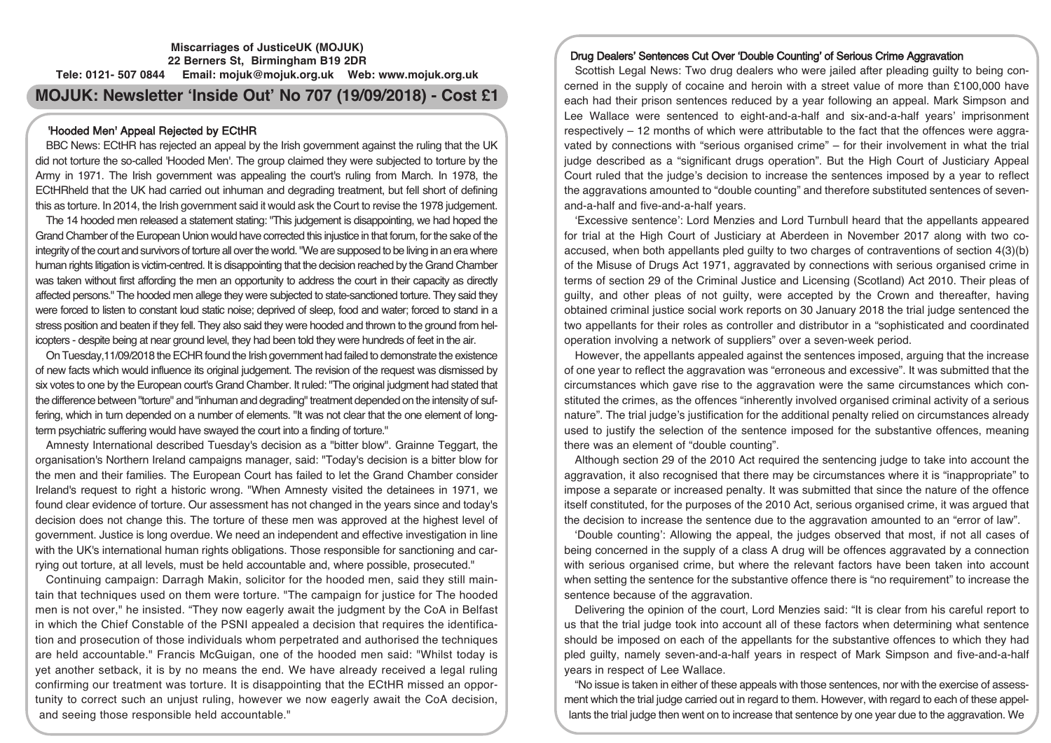**Miscarriages of JusticeUK (MOJUK)**
**22 Berners St, Birmingham B19 2DR**
**Tele: 0121- 507 0844 Email: mojuk@mojuk.org.uk Web: www.mojuk.org.uk**

# MOJUK: Newsletter 'Inside Out' No 707 (19/09/2018) - Cost £1

## 'Hooded Men' Appeal Rejected by ECtHR

BBC News: ECtHR has rejected an appeal by the Irish government against the ruling that the UK did not torture the so-called 'Hooded Men'. The group claimed they were subjected to torture by the Army in 1971. The Irish government was appealing the court's ruling from March. In 1978, the ECtHRheld that the UK had carried out inhuman and degrading treatment, but fell short of defining this as torture. In 2014, the Irish government said it would ask the Court to revise the 1978 judgement.

The 14 hooded men released a statement stating: "This judgement is disappointing, we had hoped the Grand Chamber of the European Union would have corrected this injustice in that forum, for the sake of the integrity of the court and survivors of torture all over the world. "We are supposed to be living in an era where human rights litigation is victim-centred. It is disappointing that the decision reached by the Grand Chamber was taken without first affording the men an opportunity to address the court in their capacity as directly affected persons." The hooded men allege they were subjected to state-sanctioned torture. They said they were forced to listen to constant loud static noise; deprived of sleep, food and water; forced to stand in a stress position and beaten if they fell. They also said they were hooded and thrown to the ground from helicopters - despite being at near ground level, they had been told they were hundreds of feet in the air.

On Tuesday,11/09/2018 the ECHR found the Irish government had failed to demonstrate the existence of new facts which would influence its original judgement. The revision of the request was dismissed by six votes to one by the European court's Grand Chamber. It ruled: "The original judgment had stated that the difference between "torture" and "inhuman and degrading" treatment depended on the intensity of suffering, which in turn depended on a number of elements. "It was not clear that the one element of long-term psychiatric suffering would have swayed the court into a finding of torture."

Amnesty International described Tuesday's decision as a "bitter blow". Grainne Teggart, the organisation's Northern Ireland campaigns manager, said: "Today's decision is a bitter blow for the men and their families. The European Court has failed to let the Grand Chamber consider Ireland's request to right a historic wrong. "When Amnesty visited the detainees in 1971, we found clear evidence of torture. Our assessment has not changed in the years since and today's decision does not change this. The torture of these men was approved at the highest level of government. Justice is long overdue. We need an independent and effective investigation in line with the UK's international human rights obligations. Those responsible for sanctioning and carrying out torture, at all levels, must be held accountable and, where possible, prosecuted."

Continuing campaign: Darragh Makin, solicitor for the hooded men, said they still maintain that techniques used on them were torture. "The campaign for justice for The hooded men is not over," he insisted. "They now eagerly await the judgment by the CoA in Belfast in which the Chief Constable of the PSNI appealed a decision that requires the identification and prosecution of those individuals whom perpetrated and authorised the techniques are held accountable." Francis McGuigan, one of the hooded men said: "Whilst today is yet another setback, it is by no means the end. We have already received a legal ruling confirming our treatment was torture. It is disappointing that the ECtHR missed an opportunity to correct such an unjust ruling, however we now eagerly await the CoA decision, and seeing those responsible held accountable."

## Drug Dealers' Sentences Cut Over 'Double Counting' of Serious Crime Aggravation

Scottish Legal News: Two drug dealers who were jailed after pleading guilty to being concerned in the supply of cocaine and heroin with a street value of more than £100,000 have each had their prison sentences reduced by a year following an appeal. Mark Simpson and Lee Wallace were sentenced to eight-and-a-half and six-and-a-half years' imprisonment respectively – 12 months of which were attributable to the fact that the offences were aggravated by connections with "serious organised crime" – for their involvement in what the trial judge described as a "significant drugs operation". But the High Court of Justiciary Appeal Court ruled that the judge's decision to increase the sentences imposed by a year to reflect the aggravations amounted to "double counting" and therefore substituted sentences of seven-and-a-half and five-and-a-half years.

'Excessive sentence': Lord Menzies and Lord Turnbull heard that the appellants appeared for trial at the High Court of Justiciary at Aberdeen in November 2017 along with two co-accused, when both appellants pled guilty to two charges of contraventions of section 4(3)(b) of the Misuse of Drugs Act 1971, aggravated by connections with serious organised crime in terms of section 29 of the Criminal Justice and Licensing (Scotland) Act 2010. Their pleas of guilty, and other pleas of not guilty, were accepted by the Crown and thereafter, having obtained criminal justice social work reports on 30 January 2018 the trial judge sentenced the two appellants for their roles as controller and distributor in a "sophisticated and coordinated operation involving a network of suppliers" over a seven-week period.

However, the appellants appealed against the sentences imposed, arguing that the increase of one year to reflect the aggravation was "erroneous and excessive". It was submitted that the circumstances which gave rise to the aggravation were the same circumstances which constituted the crimes, as the offences "inherently involved organised criminal activity of a serious nature". The trial judge's justification for the additional penalty relied on circumstances already used to justify the selection of the sentence imposed for the substantive offences, meaning there was an element of "double counting".

Although section 29 of the 2010 Act required the sentencing judge to take into account the aggravation, it also recognised that there may be circumstances where it is "inappropriate" to impose a separate or increased penalty. It was submitted that since the nature of the offence itself constituted, for the purposes of the 2010 Act, serious organised crime, it was argued that the decision to increase the sentence due to the aggravation amounted to an "error of law".

'Double counting': Allowing the appeal, the judges observed that most, if not all cases of being concerned in the supply of a class A drug will be offences aggravated by a connection with serious organised crime, but where the relevant factors have been taken into account when setting the sentence for the substantive offence there is "no requirement" to increase the sentence because of the aggravation.

Delivering the opinion of the court, Lord Menzies said: "It is clear from his careful report to us that the trial judge took into account all of these factors when determining what sentence should be imposed on each of the appellants for the substantive offences to which they had pled guilty, namely seven-and-a-half years in respect of Mark Simpson and five-and-a-half years in respect of Lee Wallace.

"No issue is taken in either of these appeals with those sentences, nor with the exercise of assessment which the trial judge carried out in regard to them. However, with regard to each of these appellants the trial judge then went on to increase that sentence by one year due to the aggravation. We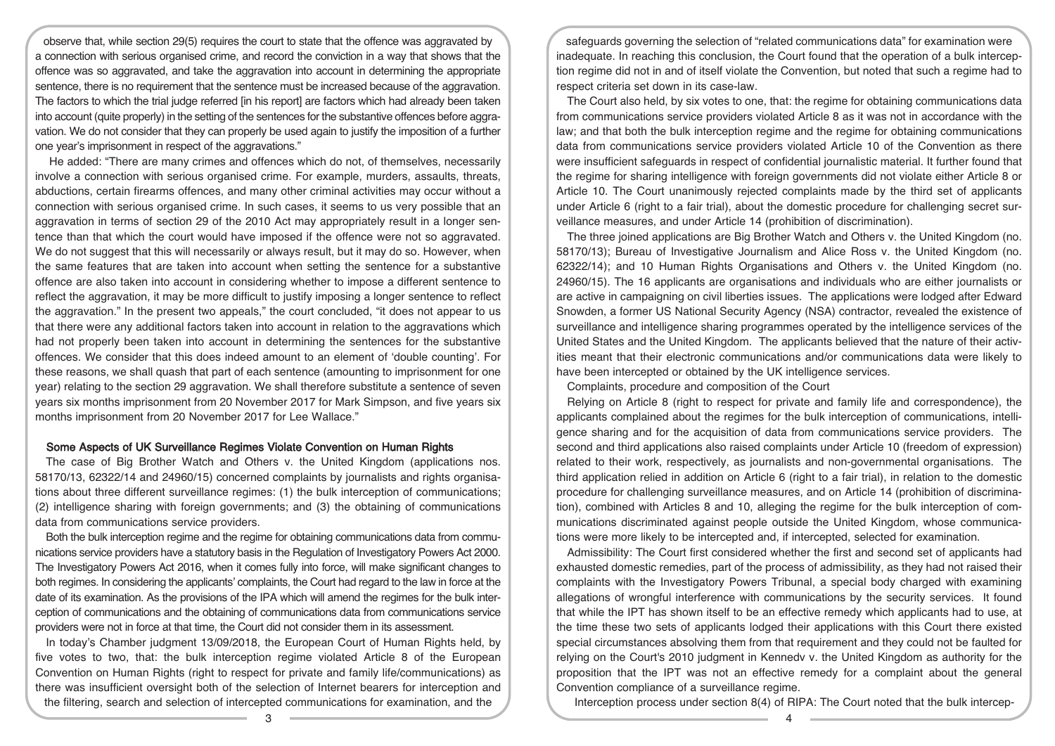observe that, while section 29(5) requires the court to state that the offence was aggravated by a connection with serious organised crime, and record the conviction in a way that shows that the offence was so aggravated, and take the aggravation into account in determining the appropriate sentence, there is no requirement that the sentence must be increased because of the aggravation. The factors to which the trial judge referred [in his report] are factors which had already been taken into account (quite properly) in the setting of the sentences for the substantive offences before aggravation. We do not consider that they can properly be used again to justify the imposition of a further one year's imprisonment in respect of the aggravations."

He added: "There are many crimes and offences which do not, of themselves, necessarily involve a connection with serious organised crime. For example, murders, assaults, threats, abductions, certain firearms offences, and many other criminal activities may occur without a connection with serious organised crime. In such cases, it seems to us very possible that an aggravation in terms of section 29 of the 2010 Act may appropriately result in a longer sentence than that which the court would have imposed if the offence were not so aggravated. We do not suggest that this will necessarily or always result, but it may do so. However, when the same features that are taken into account when setting the sentence for a substantive offence are also taken into account in considering whether to impose a different sentence to reflect the aggravation, it may be more difficult to justify imposing a longer sentence to reflect the aggravation." In the present two appeals," the court concluded, "it does not appear to us that there were any additional factors taken into account in relation to the aggravations which had not properly been taken into account in determining the sentences for the substantive offences. We consider that this does indeed amount to an element of 'double counting'. For these reasons, we shall quash that part of each sentence (amounting to imprisonment for one year) relating to the section 29 aggravation. We shall therefore substitute a sentence of seven years six months imprisonment from 20 November 2017 for Mark Simpson, and five years six months imprisonment from 20 November 2017 for Lee Wallace."

## Some Aspects of UK Surveillance Regimes Violate Convention on Human Rights

The case of Big Brother Watch and Others v. the United Kingdom (applications nos. 58170/13, 62322/14 and 24960/15) concerned complaints by journalists and rights organisations about three different surveillance regimes: (1) the bulk interception of communications; (2) intelligence sharing with foreign governments; and (3) the obtaining of communications data from communications service providers.

Both the bulk interception regime and the regime for obtaining communications data from communications service providers have a statutory basis in the Regulation of Investigatory Powers Act 2000. The Investigatory Powers Act 2016, when it comes fully into force, will make significant changes to both regimes. In considering the applicants' complaints, the Court had regard to the law in force at the date of its examination. As the provisions of the IPA which will amend the regimes for the bulk interception of communications and the obtaining of communications data from communications service providers were not in force at that time, the Court did not consider them in its assessment.

In today's Chamber judgment 13/09/2018, the European Court of Human Rights held, by five votes to two, that: the bulk interception regime violated Article 8 of the European Convention on Human Rights (right to respect for private and family life/communications) as there was insufficient oversight both of the selection of Internet bearers for interception and the filtering, search and selection of intercepted communications for examination, and the safeguards governing the selection of "related communications data" for examination were inadequate. In reaching this conclusion, the Court found that the operation of a bulk interception regime did not in and of itself violate the Convention, but noted that such a regime had to respect criteria set down in its case-law.

The Court also held, by six votes to one, that: the regime for obtaining communications data from communications service providers violated Article 8 as it was not in accordance with the law; and that both the bulk interception regime and the regime for obtaining communications data from communications service providers violated Article 10 of the Convention as there were insufficient safeguards in respect of confidential journalistic material. It further found that the regime for sharing intelligence with foreign governments did not violate either Article 8 or Article 10. The Court unanimously rejected complaints made by the third set of applicants under Article 6 (right to a fair trial), about the domestic procedure for challenging secret surveillance measures, and under Article 14 (prohibition of discrimination).

The three joined applications are Big Brother Watch and Others v. the United Kingdom (no. 58170/13); Bureau of Investigative Journalism and Alice Ross v. the United Kingdom (no. 62322/14); and 10 Human Rights Organisations and Others v. the United Kingdom (no. 24960/15). The 16 applicants are organisations and individuals who are either journalists or are active in campaigning on civil liberties issues. The applications were lodged after Edward Snowden, a former US National Security Agency (NSA) contractor, revealed the existence of surveillance and intelligence sharing programmes operated by the intelligence services of the United States and the United Kingdom. The applicants believed that the nature of their activities meant that their electronic communications and/or communications data were likely to have been intercepted or obtained by the UK intelligence services.

Complaints, procedure and composition of the Court

Relying on Article 8 (right to respect for private and family life and correspondence), the applicants complained about the regimes for the bulk interception of communications, intelligence sharing and for the acquisition of data from communications service providers. The second and third applications also raised complaints under Article 10 (freedom of expression) related to their work, respectively, as journalists and non-governmental organisations. The third application relied in addition on Article 6 (right to a fair trial), in relation to the domestic procedure for challenging surveillance measures, and on Article 14 (prohibition of discrimination), combined with Articles 8 and 10, alleging the regime for the bulk interception of communications discriminated against people outside the United Kingdom, whose communications were more likely to be intercepted and, if intercepted, selected for examination.

Admissibility: The Court first considered whether the first and second set of applicants had exhausted domestic remedies, part of the process of admissibility, as they had not raised their complaints with the Investigatory Powers Tribunal, a special body charged with examining allegations of wrongful interference with communications by the security services. It found that while the IPT has shown itself to be an effective remedy which applicants had to use, at the time these two sets of applicants lodged their applications with this Court there existed special circumstances absolving them from that requirement and they could not be faulted for relying on the Court's 2010 judgment in Kennedv v. the United Kingdom as authority for the proposition that the IPT was not an effective remedy for a complaint about the general Convention compliance of a surveillance regime.

Interception process under section 8(4) of RIPA: The Court noted that the bulk intercep-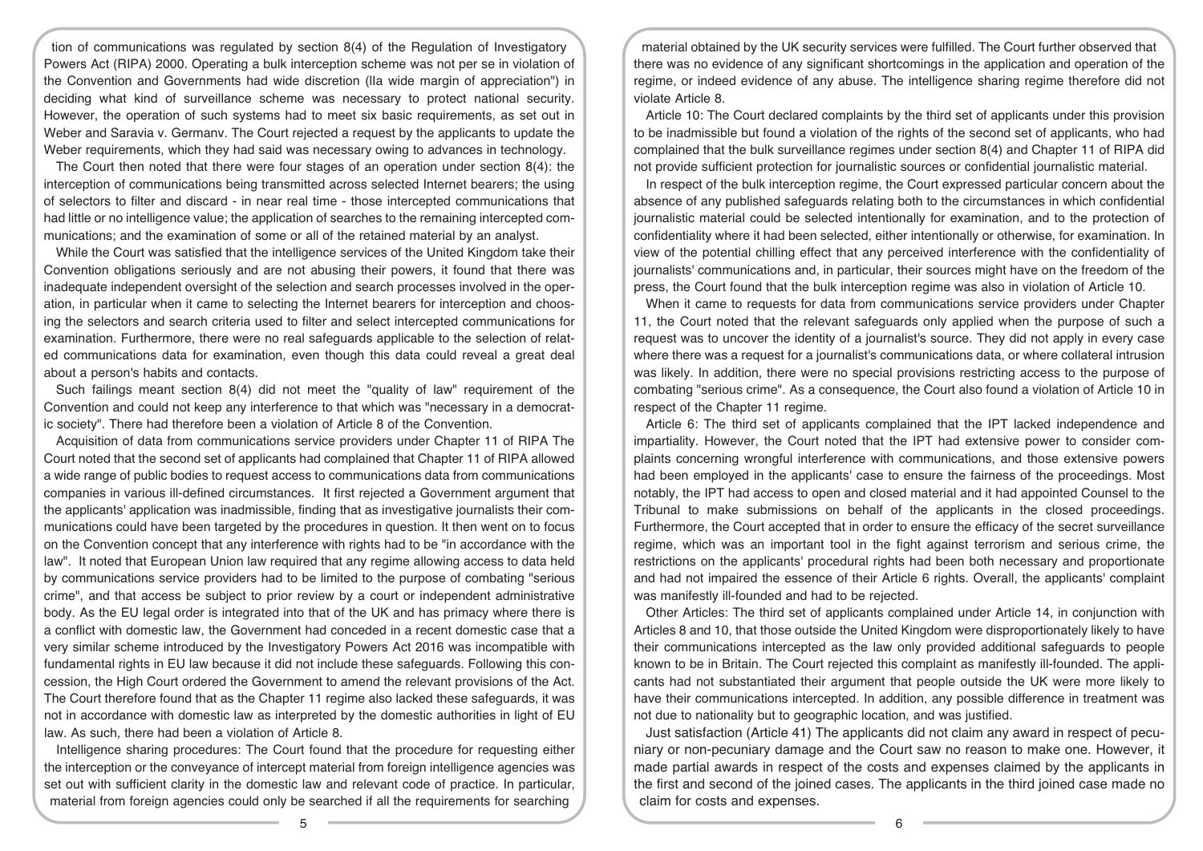tion of communications was regulated by section 8(4) of the Regulation of Investigatory Powers Act (RIPA) 2000. Operating a bulk interception scheme was not per se in violation of the Convention and Governments had wide discretion (IIa wide margin of appreciation") in deciding what kind of surveillance scheme was necessary to protect national security. However, the operation of such systems had to meet six basic requirements, as set out in Weber and Saravia v. Germanv. The Court rejected a request by the applicants to update the Weber requirements, which they had said was necessary owing to advances in technology.

The Court then noted that there were four stages of an operation under section 8(4): the interception of communications being transmitted across selected Internet bearers; the using of selectors to filter and discard - in near real time - those intercepted communications that had little or no intelligence value; the application of searches to the remaining intercepted communications; and the examination of some or all of the retained material by an analyst.

While the Court was satisfied that the intelligence services of the United Kingdom take their Convention obligations seriously and are not abusing their powers, it found that there was inadequate independent oversight of the selection and search processes involved in the operation, in particular when it came to selecting the Internet bearers for interception and choosing the selectors and search criteria used to filter and select intercepted communications for examination. Furthermore, there were no real safeguards applicable to the selection of related communications data for examination, even though this data could reveal a great deal about a person's habits and contacts.

Such failings meant section 8(4) did not meet the "quality of law" requirement of the Convention and could not keep any interference to that which was "necessary in a democratic society". There had therefore been a violation of Article 8 of the Convention.

Acquisition of data from communications service providers under Chapter 11 of RIPA The Court noted that the second set of applicants had complained that Chapter 11 of RIPA allowed a wide range of public bodies to request access to communications data from communications companies in various ill-defined circumstances. It first rejected a Government argument that the applicants' application was inadmissible, finding that as investigative journalists their communications could have been targeted by the procedures in question. It then went on to focus on the Convention concept that any interference with rights had to be "in accordance with the law". It noted that European Union law required that any regime allowing access to data held by communications service providers had to be limited to the purpose of combating "serious crime", and that access be subject to prior review by a court or independent administrative body. As the EU legal order is integrated into that of the UK and has primacy where there is a conflict with domestic law, the Government had conceded in a recent domestic case that a very similar scheme introduced by the Investigatory Powers Act 2016 was incompatible with fundamental rights in EU law because it did not include these safeguards. Following this concession, the High Court ordered the Government to amend the relevant provisions of the Act. The Court therefore found that as the Chapter 11 regime also lacked these safeguards, it was not in accordance with domestic law as interpreted by the domestic authorities in light of EU law. As such, there had been a violation of Article 8.

Intelligence sharing procedures: The Court found that the procedure for requesting either the interception or the conveyance of intercept material from foreign intelligence agencies was set out with sufficient clarity in the domestic law and relevant code of practice. In particular, material from foreign agencies could only be searched if all the requirements for searching material obtained by the UK security services were fulfilled. The Court further observed that there was no evidence of any significant shortcomings in the application and operation of the regime, or indeed evidence of any abuse. The intelligence sharing regime therefore did not violate Article 8.

Article 10: The Court declared complaints by the third set of applicants under this provision to be inadmissible but found a violation of the rights of the second set of applicants, who had complained that the bulk surveillance regimes under section 8(4) and Chapter 11 of RIPA did not provide sufficient protection for journalistic sources or confidential journalistic material.

In respect of the bulk interception regime, the Court expressed particular concern about the absence of any published safeguards relating both to the circumstances in which confidential journalistic material could be selected intentionally for examination, and to the protection of confidentiality where it had been selected, either intentionally or otherwise, for examination. In view of the potential chilling effect that any perceived interference with the confidentiality of journalists' communications and, in particular, their sources might have on the freedom of the press, the Court found that the bulk interception regime was also in violation of Article 10.

When it came to requests for data from communications service providers under Chapter 11, the Court noted that the relevant safeguards only applied when the purpose of such a request was to uncover the identity of a journalist's source. They did not apply in every case where there was a request for a journalist's communications data, or where collateral intrusion was likely. In addition, there were no special provisions restricting access to the purpose of combating "serious crime". As a consequence, the Court also found a violation of Article 10 in respect of the Chapter 11 regime.

Article 6: The third set of applicants complained that the IPT lacked independence and impartiality. However, the Court noted that the IPT had extensive power to consider complaints concerning wrongful interference with communications, and those extensive powers had been employed in the applicants' case to ensure the fairness of the proceedings. Most notably, the IPT had access to open and closed material and it had appointed Counsel to the Tribunal to make submissions on behalf of the applicants in the closed proceedings. Furthermore, the Court accepted that in order to ensure the efficacy of the secret surveillance regime, which was an important tool in the fight against terrorism and serious crime, the restrictions on the applicants' procedural rights had been both necessary and proportionate and had not impaired the essence of their Article 6 rights. Overall, the applicants' complaint was manifestly ill-founded and had to be rejected.

Other Articles: The third set of applicants complained under Article 14, in conjunction with Articles 8 and 10, that those outside the United Kingdom were disproportionately likely to have their communications intercepted as the law only provided additional safeguards to people known to be in Britain. The Court rejected this complaint as manifestly ill-founded. The applicants had not substantiated their argument that people outside the UK were more likely to have their communications intercepted. In addition, any possible difference in treatment was not due to nationality but to geographic location, and was justified.

Just satisfaction (Article 41) The applicants did not claim any award in respect of pecuniary or non-pecuniary damage and the Court saw no reason to make one. However, it made partial awards in respect of the costs and expenses claimed by the applicants in the first and second of the joined cases. The applicants in the third joined case made no claim for costs and expenses.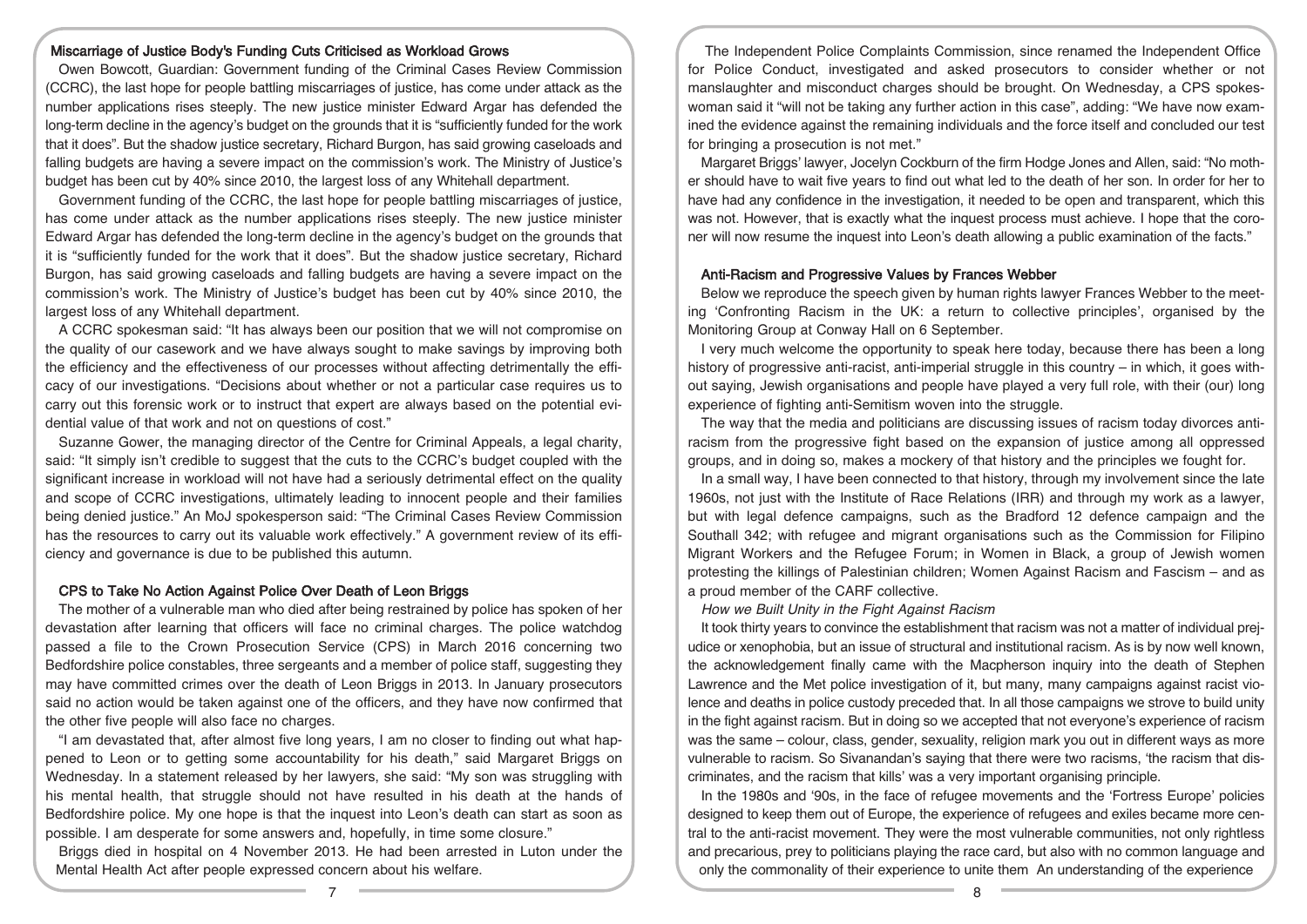## Miscarriage of Justice Body's Funding Cuts Criticised as Workload Grows

Owen Bowcott, Guardian: Government funding of the Criminal Cases Review Commission (CCRC), the last hope for people battling miscarriages of justice, has come under attack as the number applications rises steeply. The new justice minister Edward Argar has defended the long-term decline in the agency's budget on the grounds that it is "sufficiently funded for the work that it does". But the shadow justice secretary, Richard Burgon, has said growing caseloads and falling budgets are having a severe impact on the commission's work. The Ministry of Justice's budget has been cut by 40% since 2010, the largest loss of any Whitehall department.

Government funding of the CCRC, the last hope for people battling miscarriages of justice, has come under attack as the number applications rises steeply. The new justice minister Edward Argar has defended the long-term decline in the agency's budget on the grounds that it is "sufficiently funded for the work that it does". But the shadow justice secretary, Richard Burgon, has said growing caseloads and falling budgets are having a severe impact on the commission's work. The Ministry of Justice's budget has been cut by 40% since 2010, the largest loss of any Whitehall department.

A CCRC spokesman said: "It has always been our position that we will not compromise on the quality of our casework and we have always sought to make savings by improving both the efficiency and the effectiveness of our processes without affecting detrimentally the efficacy of our investigations. "Decisions about whether or not a particular case requires us to carry out this forensic work or to instruct that expert are always based on the potential evidential value of that work and not on questions of cost."

Suzanne Gower, the managing director of the Centre for Criminal Appeals, a legal charity, said: "It simply isn't credible to suggest that the cuts to the CCRC's budget coupled with the significant increase in workload will not have had a seriously detrimental effect on the quality and scope of CCRC investigations, ultimately leading to innocent people and their families being denied justice." An MoJ spokesperson said: "The Criminal Cases Review Commission has the resources to carry out its valuable work effectively." A government review of its efficiency and governance is due to be published this autumn.

## CPS to Take No Action Against Police Over Death of Leon Briggs

The mother of a vulnerable man who died after being restrained by police has spoken of her devastation after learning that officers will face no criminal charges. The police watchdog passed a file to the Crown Prosecution Service (CPS) in March 2016 concerning two Bedfordshire police constables, three sergeants and a member of police staff, suggesting they may have committed crimes over the death of Leon Briggs in 2013. In January prosecutors said no action would be taken against one of the officers, and they have now confirmed that the other five people will also face no charges.

"I am devastated that, after almost five long years, I am no closer to finding out what happened to Leon or to getting some accountability for his death," said Margaret Briggs on Wednesday. In a statement released by her lawyers, she said: "My son was struggling with his mental health, that struggle should not have resulted in his death at the hands of Bedfordshire police. My one hope is that the inquest into Leon's death can start as soon as possible. I am desperate for some answers and, hopefully, in time some closure."

Briggs died in hospital on 4 November 2013. He had been arrested in Luton under the Mental Health Act after people expressed concern about his welfare.

The Independent Police Complaints Commission, since renamed the Independent Office for Police Conduct, investigated and asked prosecutors to consider whether or not manslaughter and misconduct charges should be brought. On Wednesday, a CPS spokeswoman said it "will not be taking any further action in this case", adding: "We have now examined the evidence against the remaining individuals and the force itself and concluded our test for bringing a prosecution is not met."

Margaret Briggs' lawyer, Jocelyn Cockburn of the firm Hodge Jones and Allen, said: "No mother should have to wait five years to find out what led to the death of her son. In order for her to have had any confidence in the investigation, it needed to be open and transparent, which this was not. However, that is exactly what the inquest process must achieve. I hope that the coroner will now resume the inquest into Leon's death allowing a public examination of the facts."

## Anti-Racism and Progressive Values by Frances Webber

Below we reproduce the speech given by human rights lawyer Frances Webber to the meeting 'Confronting Racism in the UK: a return to collective principles', organised by the Monitoring Group at Conway Hall on 6 September.

I very much welcome the opportunity to speak here today, because there has been a long history of progressive anti-racist, anti-imperial struggle in this country – in which, it goes without saying, Jewish organisations and people have played a very full role, with their (our) long experience of fighting anti-Semitism woven into the struggle.

The way that the media and politicians are discussing issues of racism today divorces anti-racism from the progressive fight based on the expansion of justice among all oppressed groups, and in doing so, makes a mockery of that history and the principles we fought for.

In a small way, I have been connected to that history, through my involvement since the late 1960s, not just with the Institute of Race Relations (IRR) and through my work as a lawyer, but with legal defence campaigns, such as the Bradford 12 defence campaign and the Southall 342; with refugee and migrant organisations such as the Commission for Filipino Migrant Workers and the Refugee Forum; in Women in Black, a group of Jewish women protesting the killings of Palestinian children; Women Against Racism and Fascism – and as a proud member of the CARF collective.

*How we Built Unity in the Fight Against Racism*

It took thirty years to convince the establishment that racism was not a matter of individual prejudice or xenophobia, but an issue of structural and institutional racism. As is by now well known, the acknowledgement finally came with the Macpherson inquiry into the death of Stephen Lawrence and the Met police investigation of it, but many, many campaigns against racist violence and deaths in police custody preceded that. In all those campaigns we strove to build unity in the fight against racism. But in doing so we accepted that not everyone's experience of racism was the same – colour, class, gender, sexuality, religion mark you out in different ways as more vulnerable to racism. So Sivanandan's saying that there were two racisms, 'the racism that discriminates, and the racism that kills' was a very important organising principle.

In the 1980s and '90s, in the face of refugee movements and the 'Fortress Europe' policies designed to keep them out of Europe, the experience of refugees and exiles became more central to the anti-racist movement. They were the most vulnerable communities, not only rightless and precarious, prey to politicians playing the race card, but also with no common language and only the commonality of their experience to unite them An understanding of the experience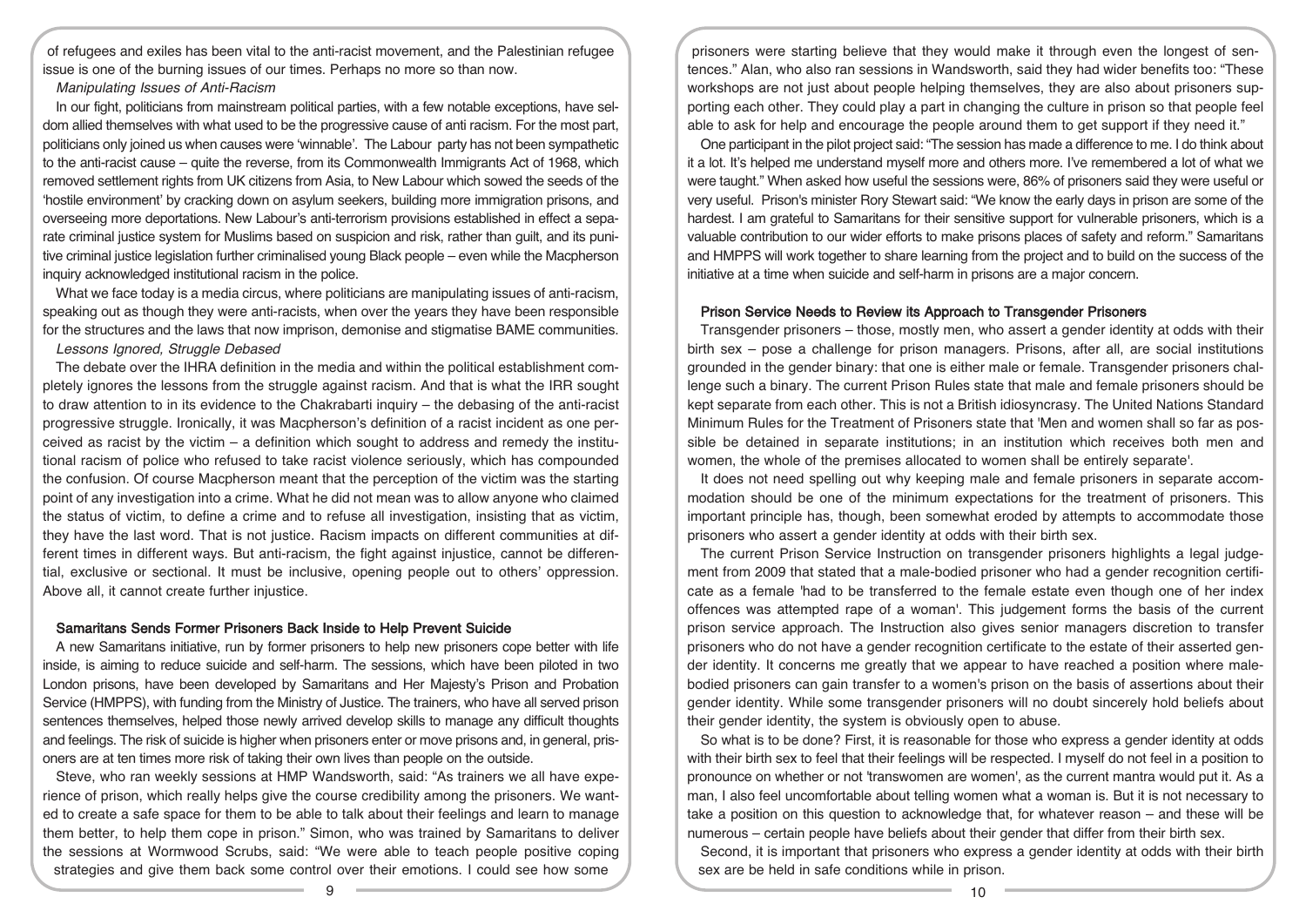of refugees and exiles has been vital to the anti-racist movement, and the Palestinian refugee issue is one of the burning issues of our times. Perhaps no more so than now.

*Manipulating Issues of Anti-Racism*

In our fight, politicians from mainstream political parties, with a few notable exceptions, have seldom allied themselves with what used to be the progressive cause of anti racism. For the most part, politicians only joined us when causes were 'winnable'. The Labour party has not been sympathetic to the anti-racist cause – quite the reverse, from its Commonwealth Immigrants Act of 1968, which removed settlement rights from UK citizens from Asia, to New Labour which sowed the seeds of the 'hostile environment' by cracking down on asylum seekers, building more immigration prisons, and overseeing more deportations. New Labour's anti-terrorism provisions established in effect a separate criminal justice system for Muslims based on suspicion and risk, rather than guilt, and its punitive criminal justice legislation further criminalised young Black people – even while the Macpherson inquiry acknowledged institutional racism in the police.

What we face today is a media circus, where politicians are manipulating issues of anti-racism, speaking out as though they were anti-racists, when over the years they have been responsible for the structures and the laws that now imprison, demonise and stigmatise BAME communities.

*Lessons Ignored, Struggle Debased*

The debate over the IHRA definition in the media and within the political establishment completely ignores the lessons from the struggle against racism. And that is what the IRR sought to draw attention to in its evidence to the Chakrabarti inquiry – the debasing of the anti-racist progressive struggle. Ironically, it was Macpherson's definition of a racist incident as one perceived as racist by the victim – a definition which sought to address and remedy the institutional racism of police who refused to take racist violence seriously, which has compounded the confusion. Of course Macpherson meant that the perception of the victim was the starting point of any investigation into a crime. What he did not mean was to allow anyone who claimed the status of victim, to define a crime and to refuse all investigation, insisting that as victim, they have the last word. That is not justice. Racism impacts on different communities at different times in different ways. But anti-racism, the fight against injustice, cannot be differential, exclusive or sectional. It must be inclusive, opening people out to others' oppression. Above all, it cannot create further injustice.

## Samaritans Sends Former Prisoners Back Inside to Help Prevent Suicide

A new Samaritans initiative, run by former prisoners to help new prisoners cope better with life inside, is aiming to reduce suicide and self-harm. The sessions, which have been piloted in two London prisons, have been developed by Samaritans and Her Majesty's Prison and Probation Service (HMPPS), with funding from the Ministry of Justice. The trainers, who have all served prison sentences themselves, helped those newly arrived develop skills to manage any difficult thoughts and feelings. The risk of suicide is higher when prisoners enter or move prisons and, in general, prisoners are at ten times more risk of taking their own lives than people on the outside.

Steve, who ran weekly sessions at HMP Wandsworth, said: "As trainers we all have experience of prison, which really helps give the course credibility among the prisoners. We wanted to create a safe space for them to be able to talk about their feelings and learn to manage them better, to help them cope in prison." Simon, who was trained by Samaritans to deliver the sessions at Wormwood Scrubs, said: "We were able to teach people positive coping strategies and give them back some control over their emotions. I could see how some prisoners were starting believe that they would make it through even the longest of sentences." Alan, who also ran sessions in Wandsworth, said they had wider benefits too: "These workshops are not just about people helping themselves, they are also about prisoners supporting each other. They could play a part in changing the culture in prison so that people feel able to ask for help and encourage the people around them to get support if they need it."

One participant in the pilot project said: "The session has made a difference to me. I do think about it a lot. It's helped me understand myself more and others more. I've remembered a lot of what we were taught." When asked how useful the sessions were, 86% of prisoners said they were useful or very useful. Prison's minister Rory Stewart said: "We know the early days in prison are some of the hardest. I am grateful to Samaritans for their sensitive support for vulnerable prisoners, which is a valuable contribution to our wider efforts to make prisons places of safety and reform." Samaritans and HMPPS will work together to share learning from the project and to build on the success of the initiative at a time when suicide and self-harm in prisons are a major concern.

## Prison Service Needs to Review its Approach to Transgender Prisoners

Transgender prisoners – those, mostly men, who assert a gender identity at odds with their birth sex – pose a challenge for prison managers. Prisons, after all, are social institutions grounded in the gender binary: that one is either male or female. Transgender prisoners challenge such a binary. The current Prison Rules state that male and female prisoners should be kept separate from each other. This is not a British idiosyncrasy. The United Nations Standard Minimum Rules for the Treatment of Prisoners state that 'Men and women shall so far as possible be detained in separate institutions; in an institution which receives both men and women, the whole of the premises allocated to women shall be entirely separate'.

It does not need spelling out why keeping male and female prisoners in separate accommodation should be one of the minimum expectations for the treatment of prisoners. This important principle has, though, been somewhat eroded by attempts to accommodate those prisoners who assert a gender identity at odds with their birth sex.

The current Prison Service Instruction on transgender prisoners highlights a legal judgement from 2009 that stated that a male-bodied prisoner who had a gender recognition certificate as a female 'had to be transferred to the female estate even though one of her index offences was attempted rape of a woman'. This judgement forms the basis of the current prison service approach. The Instruction also gives senior managers discretion to transfer prisoners who do not have a gender recognition certificate to the estate of their asserted gender identity. It concerns me greatly that we appear to have reached a position where male-bodied prisoners can gain transfer to a women's prison on the basis of assertions about their gender identity. While some transgender prisoners will no doubt sincerely hold beliefs about their gender identity, the system is obviously open to abuse.

So what is to be done? First, it is reasonable for those who express a gender identity at odds with their birth sex to feel that their feelings will be respected. I myself do not feel in a position to pronounce on whether or not 'transwomen are women', as the current mantra would put it. As a man, I also feel uncomfortable about telling women what a woman is. But it is not necessary to take a position on this question to acknowledge that, for whatever reason – and these will be numerous – certain people have beliefs about their gender that differ from their birth sex.

Second, it is important that prisoners who express a gender identity at odds with their birth sex are be held in safe conditions while in prison.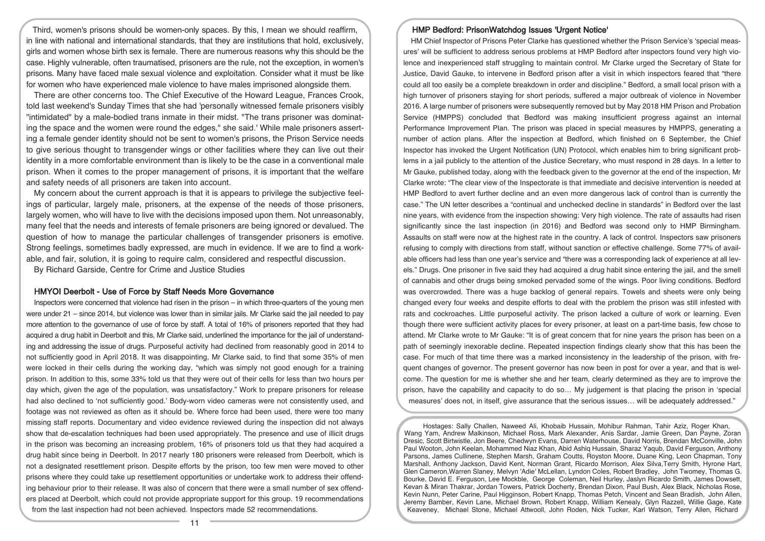Third, women's prisons should be women-only spaces. By this, I mean we should reaffirm, in line with national and international standards, that they are institutions that hold, exclusively, girls and women whose birth sex is female. There are numerous reasons why this should be the case. Highly vulnerable, often traumatised, prisoners are the rule, not the exception, in women's prisons. Many have faced male sexual violence and exploitation. Consider what it must be like for women who have experienced male violence to have males imprisoned alongside them.

There are other concerns too. The Chief Executive of the Howard League, Frances Crook, told last weekend's Sunday Times that she had 'personally witnessed female prisoners visibly "intimidated" by a male-bodied trans inmate in their midst. "The trans prisoner was dominating the space and the women were round the edges," she said.' While male prisoners asserting a female gender identity should not be sent to women's prisons, the Prison Service needs to give serious thought to transgender wings or other facilities where they can live out their identity in a more comfortable environment than is likely to be the case in a conventional male prison. When it comes to the proper management of prisons, it is important that the welfare and safety needs of all prisoners are taken into account.

My concern about the current approach is that it is appears to privilege the subjective feelings of particular, largely male, prisoners, at the expense of the needs of those prisoners, largely women, who will have to live with the decisions imposed upon them. Not unreasonably, many feel that the needs and interests of female prisoners are being ignored or devalued. The question of how to manage the particular challenges of transgender prisoners is emotive. Strong feelings, sometimes badly expressed, are much in evidence. If we are to find a workable, and fair, solution, it is going to require calm, considered and respectful discussion.

By Richard Garside, Centre for Crime and Justice Studies

## HMYOI Deerbolt - Use of Force by Staff Needs More Governance

Inspectors were concerned that violence had risen in the prison – in which three-quarters of the young men were under 21 – since 2014, but violence was lower than in similar jails. Mr Clarke said the jail needed to pay more attention to the governance of use of force by staff. A total of 16% of prisoners reported that they had acquired a drug habit in Deerbolt and this, Mr Clarke said, underlined the importance for the jail of understanding and addressing the issue of drugs. Purposeful activity had declined from reasonably good in 2014 to not sufficiently good in April 2018. It was disappointing, Mr Clarke said, to find that some 35% of men were locked in their cells during the working day, "which was simply not good enough for a training prison. In addition to this, some 33% told us that they were out of their cells for less than two hours per day which, given the age of the population, was unsatisfactory." Work to prepare prisoners for release had also declined to 'not sufficiently good.' Body-worn video cameras were not consistently used, and footage was not reviewed as often as it should be. Where force had been used, there were too many missing staff reports. Documentary and video evidence reviewed during the inspection did not always show that de-escalation techniques had been used appropriately. The presence and use of illicit drugs in the prison was becoming an increasing problem, 16% of prisoners told us that they had acquired a drug habit since being in Deerbolt. In 2017 nearly 180 prisoners were released from Deerbolt, which is not a designated resettlement prison. Despite efforts by the prison, too few men were moved to other prisons where they could take up resettlement opportunities or undertake work to address their offending behaviour prior to their release. It was also of concern that there were a small number of sex offenders placed at Deerbolt, which could not provide appropriate support for this group. 19 recommendations from the last inspection had not been achieved. Inspectors made 52 recommendations.

## HMP Bedford: PrisonWatchdog Issues 'Urgent Notice'

HM Chief Inspector of Prisons Peter Clarke has questioned whether the Prison Service's 'special measures' will be sufficient to address serious problems at HMP Bedford after inspectors found very high violence and inexperienced staff struggling to maintain control. Mr Clarke urged the Secretary of State for Justice, David Gauke, to intervene in Bedford prison after a visit in which inspectors feared that "there could all too easily be a complete breakdown in order and discipline." Bedford, a small local prison with a high turnover of prisoners staying for short periods, suffered a major outbreak of violence in November 2016. A large number of prisoners were subsequently removed but by May 2018 HM Prison and Probation Service (HMPPS) concluded that Bedford was making insufficient progress against an internal Performance Improvement Plan. The prison was placed in special measures by HMPPS, generating a number of action plans. After the inspection at Bedford, which finished on 6 September, the Chief Inspector has invoked the Urgent Notification (UN) Protocol, which enables him to bring significant problems in a jail publicly to the attention of the Justice Secretary, who must respond in 28 days. In a letter to Mr Gauke, published today, along with the feedback given to the governor at the end of the inspection, Mr Clarke wrote: "The clear view of the Inspectorate is that immediate and decisive intervention is needed at HMP Bedford to avert further decline and an even more dangerous lack of control than is currently the case." The UN letter describes a "continual and unchecked decline in standards" in Bedford over the last nine years, with evidence from the inspection showing: Very high violence. The rate of assaults had risen significantly since the last inspection (in 2016) and Bedford was second only to HMP Birmingham. Assaults on staff were now at the highest rate in the country. A lack of control. Inspectors saw prisoners refusing to comply with directions from staff, without sanction or effective challenge. Some 77% of available officers had less than one year's service and "there was a corresponding lack of experience at all levels." Drugs. One prisoner in five said they had acquired a drug habit since entering the jail, and the smell of cannabis and other drugs being smoked pervaded some of the wings. Poor living conditions. Bedford was overcrowded. There was a huge backlog of general repairs. Towels and sheets were only being changed every four weeks and despite efforts to deal with the problem the prison was still infested with rats and cockroaches. Little purposeful activity. The prison lacked a culture of work or learning. Even though there were sufficient activity places for every prisoner, at least on a part-time basis, few chose to attend. Mr Clarke wrote to Mr Gauke: "It is of great concern that for nine years the prison has been on a path of seemingly inexorable decline. Repeated inspection findings clearly show that this has been the case. For much of that time there was a marked inconsistency in the leadership of the prison, with frequent changes of governor. The present governor has now been in post for over a year, and that is welcome. The question for me is whether she and her team, clearly determined as they are to improve the prison, have the capability and capacity to do so… My judgement is that placing the prison in 'special measures' does not, in itself, give assurance that the serious issues… will be adequately addressed."

Hostages: Sally Challen, Naweed Ali, Khobaib Hussain, Mohibur Rahman, Tahir Aziz, Roger Khan, Wang Yam, Andrew Malkinson, Michael Ross, Mark Alexander, Anis Sardar, Jamie Green, Dan Payne, Zoran Dresic, Scott Birtwistle, Jon Beere, Chedwyn Evans, Darren Waterhouse, David Norris, Brendan McConville, John Paul Wooton, John Keelan, Mohammed Niaz Khan, Abid Ashiq Hussain, Sharaz Yaqub, David Ferguson, Anthony Parsons, James Cullinene, Stephen Marsh, Graham Coutts, Royston Moore, Duane King, Leon Chapman, Tony Marshall, Anthony Jackson, David Kent, Norman Grant, Ricardo Morrison, Alex Silva,Terry Smith, Hyrone Hart, Glen Cameron,Warren Slaney, Melvyn 'Adie' McLellan, Lyndon Coles, Robert Bradley, John Twomey, Thomas G. Bourke, David E. Ferguson, Lee Mockble, George Coleman, Neil Hurley, Jaslyn Ricardo Smith, James Dowsett, Kevan & Miran Thakrar, Jordan Towers, Patrick Docherty, Brendan Dixon, Paul Bush, Alex Black, Nicholas Rose, Kevin Nunn, Peter Carine, Paul Higginson, Robert Knapp, Thomas Petch, Vincent and Sean Bradish, John Allen, Jeremy Bamber, Kevin Lane, Michael Brown, Robert Knapp, William Kenealy, Glyn Razzell, Willie Gage, Kate Keaveney, Michael Stone, Michael Attwooll, John Roden, Nick Tucker, Karl Watson, Terry Allen, Richard